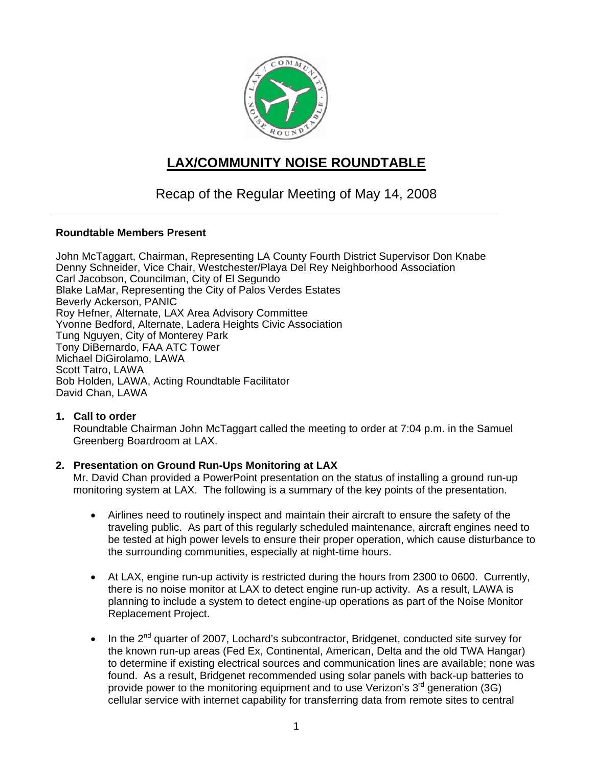# LAX/COMMUNITY NOISE ROUNDTABLE

## Recap of the Regular Meeting of May 14, 2008

---

**Roundtable Members Present**

John McTaggart, Chairman, Representing LA County Fourth District Supervisor Don Knabe
Denny Schneider, Vice Chair, Westchester/Playa Del Rey Neighborhood Association
Carl Jacobson, Councilman, City of El Segundo
Blake LaMar, Representing the City of Palos Verdes Estates
Beverly Ackerson, PANIC
Roy Hefner, Alternate, LAX Area Advisory Committee
Yvonne Bedford, Alternate, Ladera Heights Civic Association
Tung Nguyen, City of Monterey Park
Tony DiBernardo, FAA ATC Tower
Michael DiGirolamo, LAWA
Scott Tatro, LAWA
Bob Holden, LAWA, Acting Roundtable Facilitator
David Chan, LAWA

1. **Call to order**
   Roundtable Chairman John McTaggart called the meeting to order at 7:04 p.m. in the Samuel Greenberg Boardroom at LAX.

2. **Presentation on Ground Run-Ups Monitoring at LAX**
   Mr. David Chan provided a PowerPoint presentation on the status of installing a ground run-up monitoring system at LAX. The following is a summary of the key points of the presentation.

   - Airlines need to routinely inspect and maintain their aircraft to ensure the safety of the traveling public. As part of this regularly scheduled maintenance, aircraft engines need to be tested at high power levels to ensure their proper operation, which cause disturbance to the surrounding communities, especially at night-time hours.

   - At LAX, engine run-up activity is restricted during the hours from 2300 to 0600. Currently, there is no noise monitor at LAX to detect engine run-up activity. As a result, LAWA is planning to include a system to detect engine-up operations as part of the Noise Monitor Replacement Project.

   - In the 2nd quarter of 2007, Lochard's subcontractor, Bridgenet, conducted site survey for the known run-up areas (Fed Ex, Continental, American, Delta and the old TWA Hangar) to determine if existing electrical sources and communication lines are available; none was found. As a result, Bridgenet recommended using solar panels with back-up batteries to provide power to the monitoring equipment and to use Verizon's 3rd generation (3G) cellular service with internet capability for transferring data from remote sites to central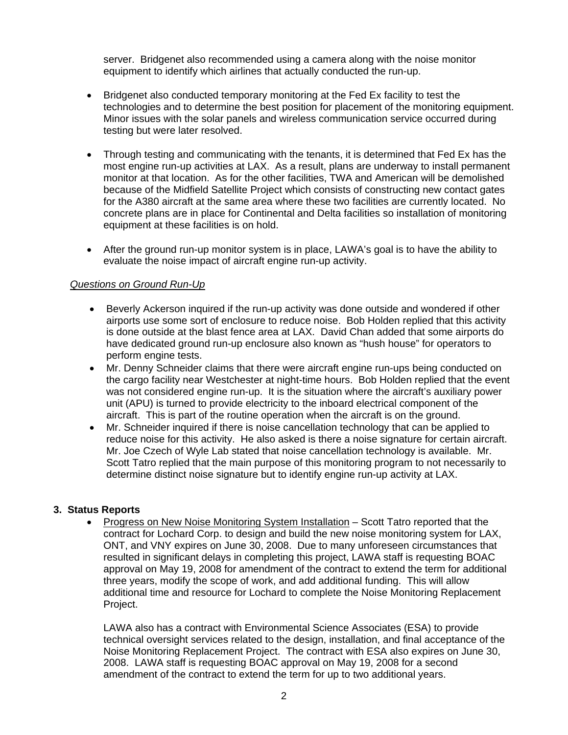server. Bridgenet also recommended using a camera along with the noise monitor equipment to identify which airlines that actually conducted the run-up.

- Bridgenet also conducted temporary monitoring at the Fed Ex facility to test the technologies and to determine the best position for placement of the monitoring equipment. Minor issues with the solar panels and wireless communication service occurred during testing but were later resolved.

- Through testing and communicating with the tenants, it is determined that Fed Ex has the most engine run-up activities at LAX. As a result, plans are underway to install permanent monitor at that location. As for the other facilities, TWA and American will be demolished because of the Midfield Satellite Project which consists of constructing new contact gates for the A380 aircraft at the same area where these two facilities are currently located. No concrete plans are in place for Continental and Delta facilities so installation of monitoring equipment at these facilities is on hold.

- After the ground run-up monitor system is in place, LAWA's goal is to have the ability to evaluate the noise impact of aircraft engine run-up activity.

*Questions on Ground Run-Up*

- Beverly Ackerson inquired if the run-up activity was done outside and wondered if other airports use some sort of enclosure to reduce noise. Bob Holden replied that this activity is done outside at the blast fence area at LAX. David Chan added that some airports do have dedicated ground run-up enclosure also known as "hush house" for operators to perform engine tests.
- Mr. Denny Schneider claims that there were aircraft engine run-ups being conducted on the cargo facility near Westchester at night-time hours. Bob Holden replied that the event was not considered engine run-up. It is the situation where the aircraft's auxiliary power unit (APU) is turned to provide electricity to the inboard electrical component of the aircraft. This is part of the routine operation when the aircraft is on the ground.
- Mr. Schneider inquired if there is noise cancellation technology that can be applied to reduce noise for this activity. He also asked is there a noise signature for certain aircraft. Mr. Joe Czech of Wyle Lab stated that noise cancellation technology is available. Mr. Scott Tatro replied that the main purpose of this monitoring program to not necessarily to determine distinct noise signature but to identify engine run-up activity at LAX.

**3. Status Reports**

- Progress on New Noise Monitoring System Installation – Scott Tatro reported that the contract for Lochard Corp. to design and build the new noise monitoring system for LAX, ONT, and VNY expires on June 30, 2008. Due to many unforeseen circumstances that resulted in significant delays in completing this project, LAWA staff is requesting BOAC approval on May 19, 2008 for amendment of the contract to extend the term for additional three years, modify the scope of work, and add additional funding. This will allow additional time and resource for Lochard to complete the Noise Monitoring Replacement Project.

  LAWA also has a contract with Environmental Science Associates (ESA) to provide technical oversight services related to the design, installation, and final acceptance of the Noise Monitoring Replacement Project. The contract with ESA also expires on June 30, 2008. LAWA staff is requesting BOAC approval on May 19, 2008 for a second amendment of the contract to extend the term for up to two additional years.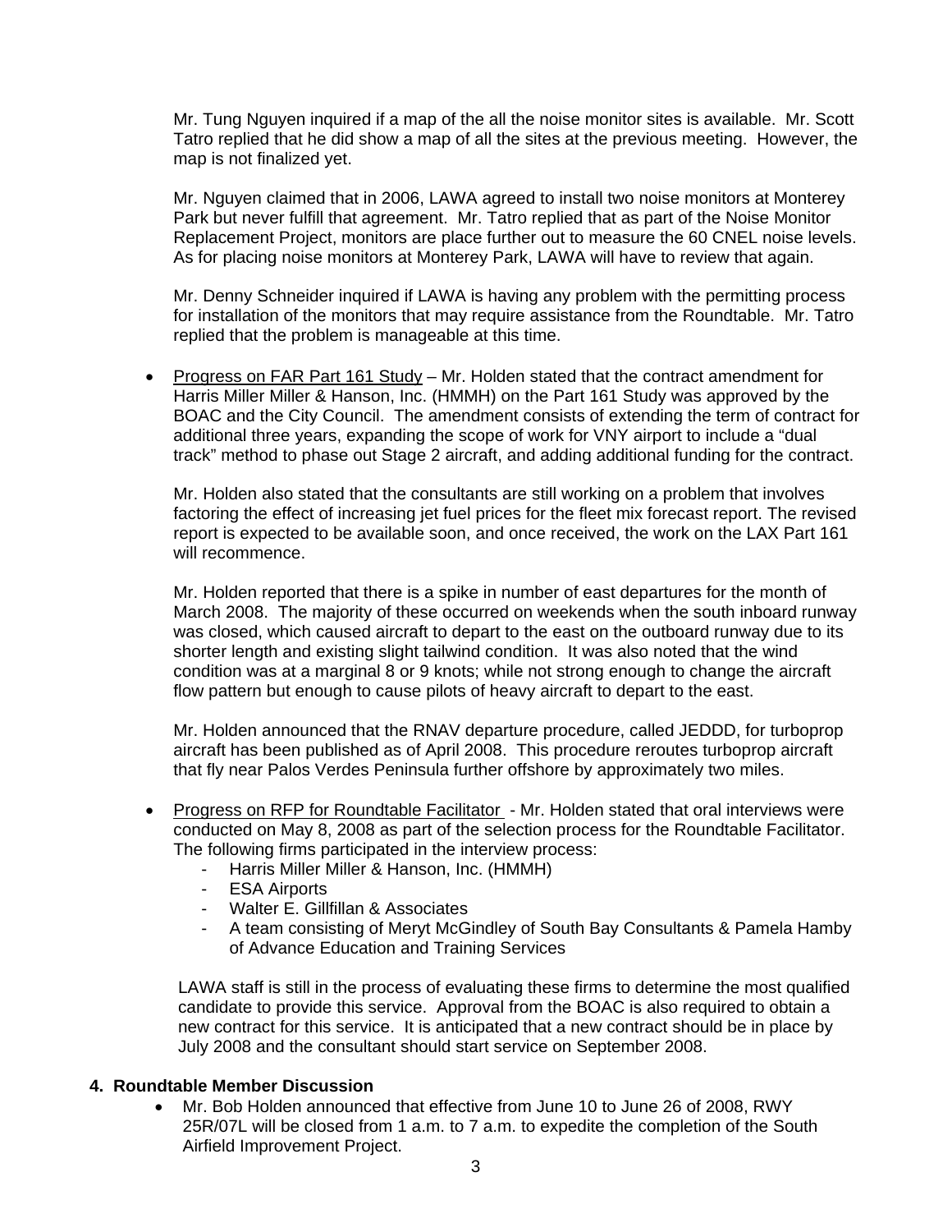Mr. Tung Nguyen inquired if a map of the all the noise monitor sites is available. Mr. Scott Tatro replied that he did show a map of all the sites at the previous meeting. However, the map is not finalized yet.

Mr. Nguyen claimed that in 2006, LAWA agreed to install two noise monitors at Monterey Park but never fulfill that agreement. Mr. Tatro replied that as part of the Noise Monitor Replacement Project, monitors are place further out to measure the 60 CNEL noise levels. As for placing noise monitors at Monterey Park, LAWA will have to review that again.

Mr. Denny Schneider inquired if LAWA is having any problem with the permitting process for installation of the monitors that may require assistance from the Roundtable. Mr. Tatro replied that the problem is manageable at this time.

- Progress on FAR Part 161 Study – Mr. Holden stated that the contract amendment for Harris Miller Miller & Hanson, Inc. (HMMH) on the Part 161 Study was approved by the BOAC and the City Council. The amendment consists of extending the term of contract for additional three years, expanding the scope of work for VNY airport to include a "dual track" method to phase out Stage 2 aircraft, and adding additional funding for the contract.

  Mr. Holden also stated that the consultants are still working on a problem that involves factoring the effect of increasing jet fuel prices for the fleet mix forecast report. The revised report is expected to be available soon, and once received, the work on the LAX Part 161 will recommence.

  Mr. Holden reported that there is a spike in number of east departures for the month of March 2008. The majority of these occurred on weekends when the south inboard runway was closed, which caused aircraft to depart to the east on the outboard runway due to its shorter length and existing slight tailwind condition. It was also noted that the wind condition was at a marginal 8 or 9 knots; while not strong enough to change the aircraft flow pattern but enough to cause pilots of heavy aircraft to depart to the east.

  Mr. Holden announced that the RNAV departure procedure, called JEDDD, for turboprop aircraft has been published as of April 2008. This procedure reroutes turboprop aircraft that fly near Palos Verdes Peninsula further offshore by approximately two miles.

- Progress on RFP for Roundtable Facilitator - Mr. Holden stated that oral interviews were conducted on May 8, 2008 as part of the selection process for the Roundtable Facilitator. The following firms participated in the interview process:
  - Harris Miller Miller & Hanson, Inc. (HMMH)
  - ESA Airports
  - Walter E. Gillfillan & Associates
  - A team consisting of Meryt McGindley of South Bay Consultants & Pamela Hamby of Advance Education and Training Services

  LAWA staff is still in the process of evaluating these firms to determine the most qualified candidate to provide this service. Approval from the BOAC is also required to obtain a new contract for this service. It is anticipated that a new contract should be in place by July 2008 and the consultant should start service on September 2008.

**4. Roundtable Member Discussion**

- Mr. Bob Holden announced that effective from June 10 to June 26 of 2008, RWY 25R/07L will be closed from 1 a.m. to 7 a.m. to expedite the completion of the South Airfield Improvement Project.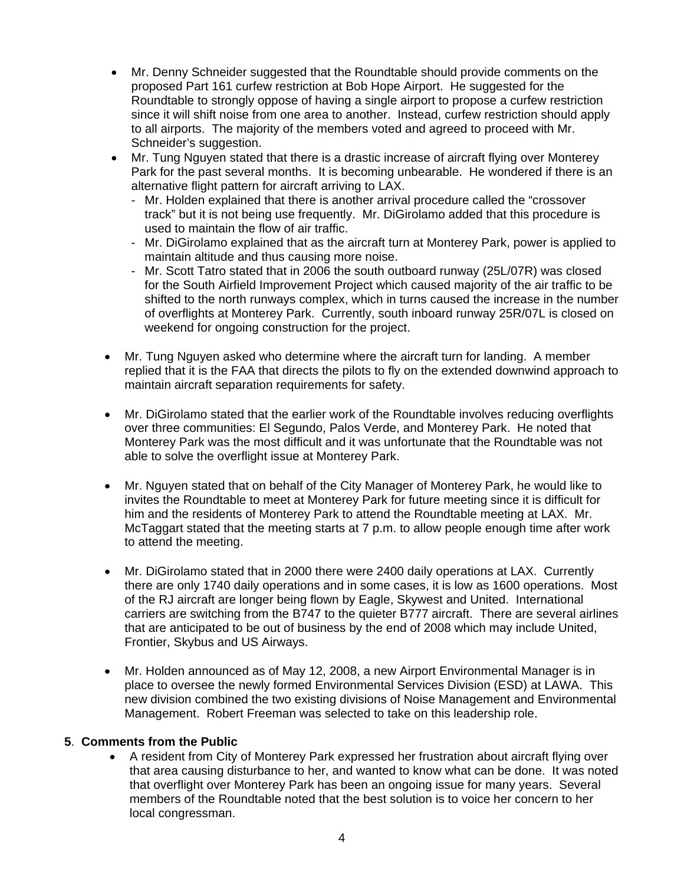- Mr. Denny Schneider suggested that the Roundtable should provide comments on the proposed Part 161 curfew restriction at Bob Hope Airport. He suggested for the Roundtable to strongly oppose of having a single airport to propose a curfew restriction since it will shift noise from one area to another. Instead, curfew restriction should apply to all airports. The majority of the members voted and agreed to proceed with Mr. Schneider's suggestion.
- Mr. Tung Nguyen stated that there is a drastic increase of aircraft flying over Monterey Park for the past several months. It is becoming unbearable. He wondered if there is an alternative flight pattern for aircraft arriving to LAX.
  - Mr. Holden explained that there is another arrival procedure called the "crossover track" but it is not being use frequently. Mr. DiGirolamo added that this procedure is used to maintain the flow of air traffic.
  - Mr. DiGirolamo explained that as the aircraft turn at Monterey Park, power is applied to maintain altitude and thus causing more noise.
  - Mr. Scott Tatro stated that in 2006 the south outboard runway (25L/07R) was closed for the South Airfield Improvement Project which caused majority of the air traffic to be shifted to the north runways complex, which in turns caused the increase in the number of overflights at Monterey Park. Currently, south inboard runway 25R/07L is closed on weekend for ongoing construction for the project.

- Mr. Tung Nguyen asked who determine where the aircraft turn for landing. A member replied that it is the FAA that directs the pilots to fly on the extended downwind approach to maintain aircraft separation requirements for safety.

- Mr. DiGirolamo stated that the earlier work of the Roundtable involves reducing overflights over three communities: El Segundo, Palos Verde, and Monterey Park. He noted that Monterey Park was the most difficult and it was unfortunate that the Roundtable was not able to solve the overflight issue at Monterey Park.

- Mr. Nguyen stated that on behalf of the City Manager of Monterey Park, he would like to invites the Roundtable to meet at Monterey Park for future meeting since it is difficult for him and the residents of Monterey Park to attend the Roundtable meeting at LAX. Mr. McTaggart stated that the meeting starts at 7 p.m. to allow people enough time after work to attend the meeting.

- Mr. DiGirolamo stated that in 2000 there were 2400 daily operations at LAX. Currently there are only 1740 daily operations and in some cases, it is low as 1600 operations. Most of the RJ aircraft are longer being flown by Eagle, Skywest and United. International carriers are switching from the B747 to the quieter B777 aircraft. There are several airlines that are anticipated to be out of business by the end of 2008 which may include United, Frontier, Skybus and US Airways.

- Mr. Holden announced as of May 12, 2008, a new Airport Environmental Manager is in place to oversee the newly formed Environmental Services Division (ESD) at LAWA. This new division combined the two existing divisions of Noise Management and Environmental Management. Robert Freeman was selected to take on this leadership role.

**5**. **Comments from the Public**

- A resident from City of Monterey Park expressed her frustration about aircraft flying over that area causing disturbance to her, and wanted to know what can be done. It was noted that overflight over Monterey Park has been an ongoing issue for many years. Several members of the Roundtable noted that the best solution is to voice her concern to her local congressman.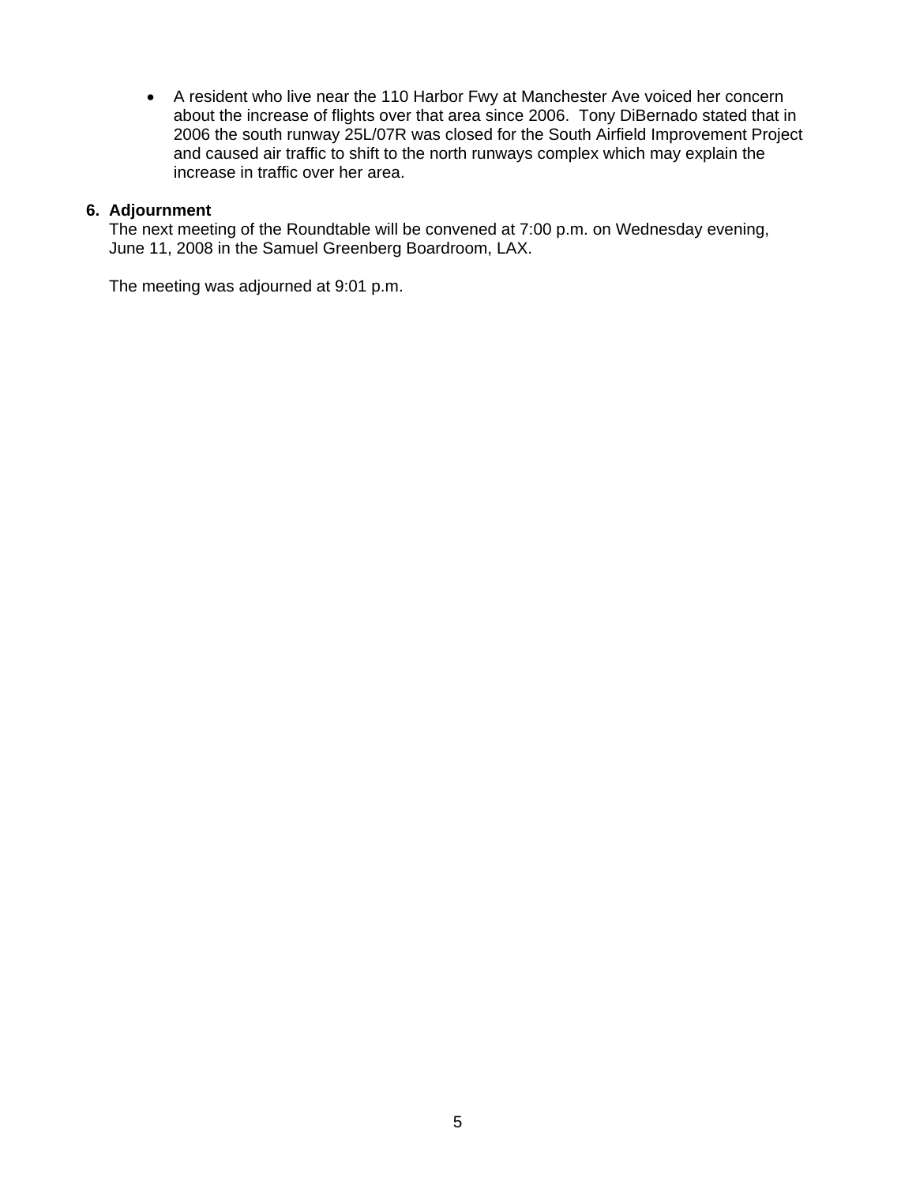- A resident who live near the 110 Harbor Fwy at Manchester Ave voiced her concern about the increase of flights over that area since 2006. Tony DiBernado stated that in 2006 the south runway 25L/07R was closed for the South Airfield Improvement Project and caused air traffic to shift to the north runways complex which may explain the increase in traffic over her area.

6. **Adjournment**

   The next meeting of the Roundtable will be convened at 7:00 p.m. on Wednesday evening, June 11, 2008 in the Samuel Greenberg Boardroom, LAX.

   The meeting was adjourned at 9:01 p.m.